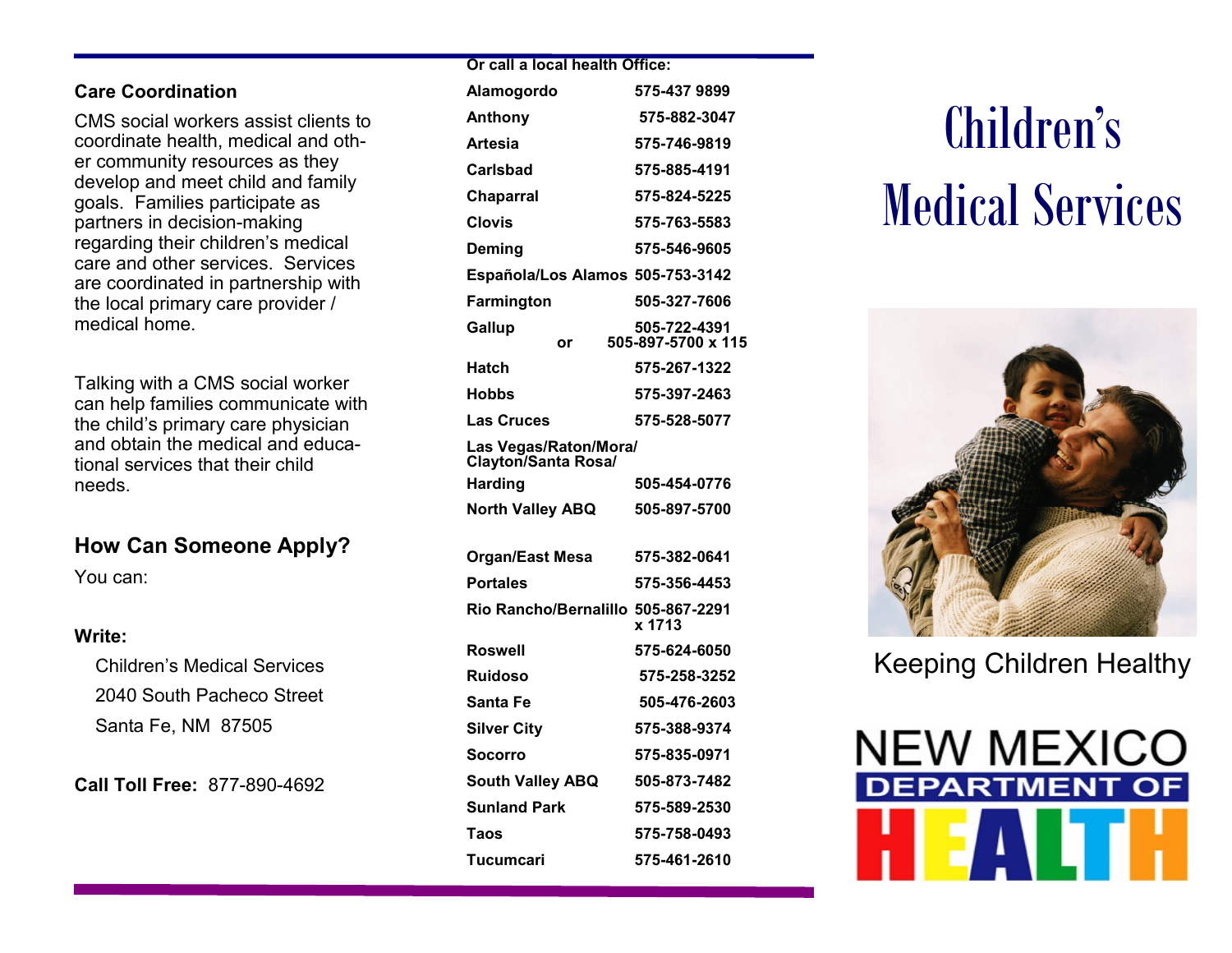## Care Coordination

CMS social workers assist clients to coordinate health, medical and other community resources as they develop and meet child and family goals. Families participate as partners in decision-making regarding their children's medical care and other services. Services are coordinated in partnership with the local primary care provider / medical home.

Talking with a CMS social worker can help families communicate with the child's primary care physician and obtain the medical and educational services that their child needs.

## How Can Someone Apply?

You can:

**Write:**

Children's Medical Services
2040 South Pacheco Street
Santa Fe, NM 87505

**Call Toll Free:** 877-890-4692

**Or call a local health Office:**

| | |
|---|---|
| **Alamogordo** | **575-437 9899** |
| **Anthony** | **575-882-3047** |
| **Artesia** | **575-746-9819** |
| **Carlsbad** | **575-885-4191** |
| **Chaparral** | **575-824-5225** |
| **Clovis** | **575-763-5583** |
| **Deming** | **575-546-9605** |
| **Española/Los Alamos** | **505-753-3142** |
| **Farmington** | **505-327-7606** |
| **Gallup** | **505-722-4391 or 505-897-5700 x 115** |
| **Hatch** | **575-267-1322** |
| **Hobbs** | **575-397-2463** |
| **Las Cruces** | **575-528-5077** |
| **Las Vegas/Raton/Mora/Clayton/Santa Rosa/Harding** | **505-454-0776** |
| **North Valley ABQ** | **505-897-5700** |
| **Organ/East Mesa** | **575-382-0641** |
| **Portales** | **575-356-4453** |
| **Rio Rancho/Bernalillo** | **505-867-2291 x 1713** |
| **Roswell** | **575-624-6050** |
| **Ruidoso** | **575-258-3252** |
| **Santa Fe** | **505-476-2603** |
| **Silver City** | **575-388-9374** |
| **Socorro** | **575-835-0971** |
| **South Valley ABQ** | **505-873-7482** |
| **Sunland Park** | **575-589-2530** |
| **Taos** | **575-758-0493** |
| **Tucumcari** | **575-461-2610** |

# Children's Medical Services

Keeping Children Healthy

NEW MEXICO DEPARTMENT OF HEALTH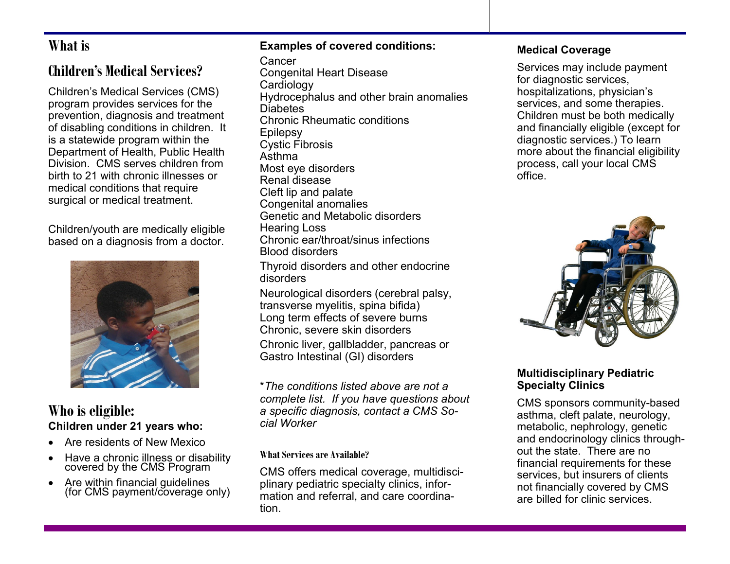# What is

# Children's Medical Services?

Children's Medical Services (CMS) program provides services for the prevention, diagnosis and treatment of disabling conditions in children. It is a statewide program within the Department of Health, Public Health Division. CMS serves children from birth to 21 with chronic illnesses or medical conditions that require surgical or medical treatment.

Children/youth are medically eligible based on a diagnosis from a doctor.

# Who is eligible:

**Children under 21 years who:**

- Are residents of New Mexico
- Have a chronic illness or disability covered by the CMS Program
- Are within financial guidelines (for CMS payment/coverage only)

**Examples of covered conditions:**

Cancer
Congenital Heart Disease
Cardiology
Hydrocephalus and other brain anomalies
Diabetes
Chronic Rheumatic conditions
Epilepsy
Cystic Fibrosis
Asthma
Most eye disorders
Renal disease
Cleft lip and palate
Congenital anomalies
Genetic and Metabolic disorders
Hearing Loss
Chronic ear/throat/sinus infections
Blood disorders
Thyroid disorders and other endocrine disorders
Neurological disorders (cerebral palsy, transverse myelitis, spina bifida)
Long term effects of severe burns
Chronic, severe skin disorders
Chronic liver, gallbladder, pancreas or Gastro Intestinal (GI) disorders

**The conditions listed above are not a complete list. If you have questions about a specific diagnosis, contact a CMS Social Worker*

### What Services are Available?

CMS offers medical coverage, multidisciplinary pediatric specialty clinics, information and referral, and care coordination.

**Medical Coverage**

Services may include payment for diagnostic services, hospitalizations, physician's services, and some therapies. Children must be both medically and financially eligible (except for diagnostic services.) To learn more about the financial eligibility process, call your local CMS office.

**Multidisciplinary Pediatric Specialty Clinics**

CMS sponsors community-based asthma, cleft palate, neurology, metabolic, nephrology, genetic and endocrinology clinics throughout the state. There are no financial requirements for these services, but insurers of clients not financially covered by CMS are billed for clinic services.